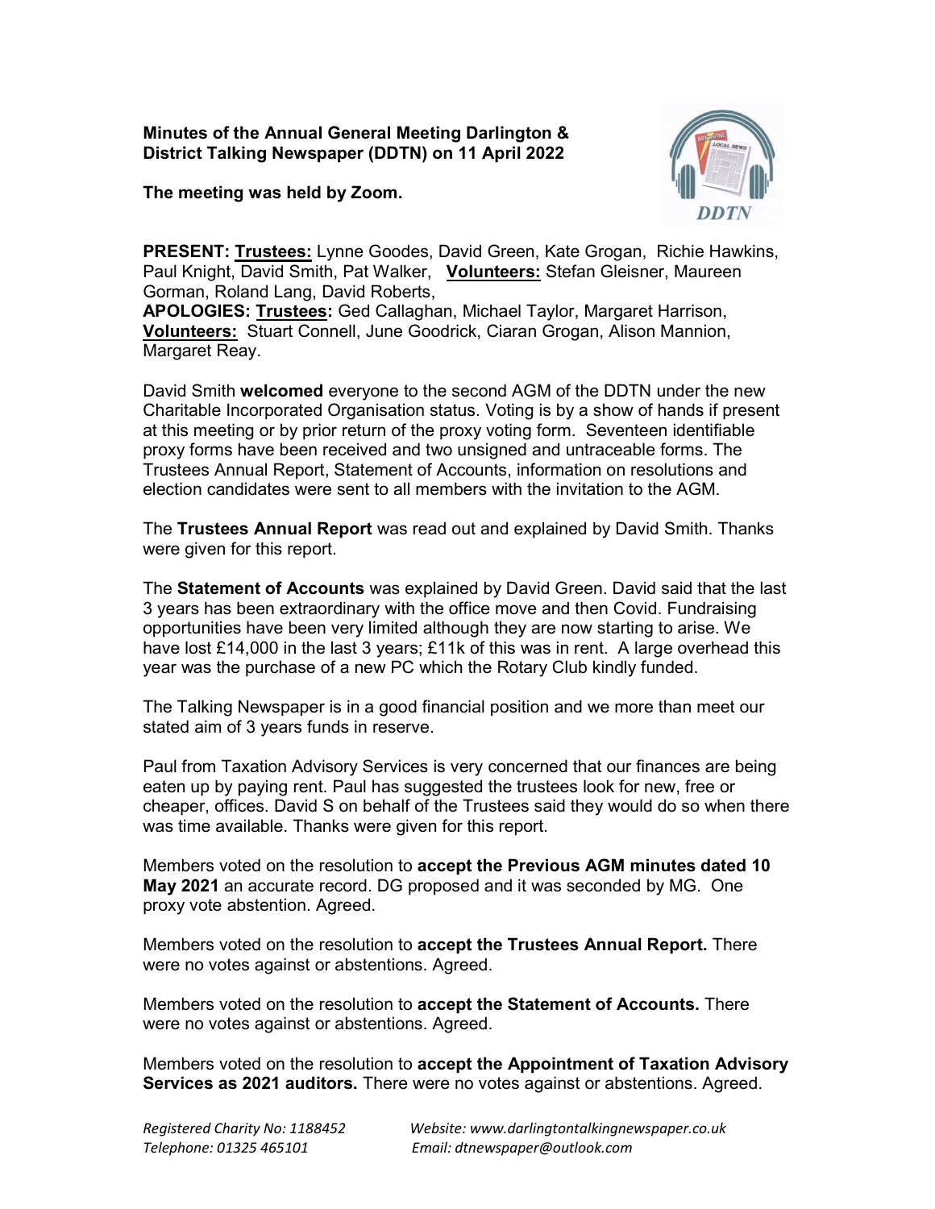**Minutes of the Annual General Meeting Darlington & District Talking Newspaper (DDTN) on 11 April 2022**

**The meeting was held by Zoom.**

**PRESENT: Trustees:** Lynne Goodes, David Green, Kate Grogan, Richie Hawkins, Paul Knight, David Smith, Pat Walker, **Volunteers:** Stefan Gleisner, Maureen Gorman, Roland Lang, David Roberts,
**APOLOGIES: Trustees:** Ged Callaghan, Michael Taylor, Margaret Harrison, **Volunteers:** Stuart Connell, June Goodrick, Ciaran Grogan, Alison Mannion, Margaret Reay.

David Smith **welcomed** everyone to the second AGM of the DDTN under the new Charitable Incorporated Organisation status. Voting is by a show of hands if present at this meeting or by prior return of the proxy voting form. Seventeen identifiable proxy forms have been received and two unsigned and untraceable forms. The Trustees Annual Report, Statement of Accounts, information on resolutions and election candidates were sent to all members with the invitation to the AGM.

The **Trustees Annual Report** was read out and explained by David Smith. Thanks were given for this report.

The **Statement of Accounts** was explained by David Green. David said that the last 3 years has been extraordinary with the office move and then Covid. Fundraising opportunities have been very limited although they are now starting to arise. We have lost £14,000 in the last 3 years; £11k of this was in rent. A large overhead this year was the purchase of a new PC which the Rotary Club kindly funded.

The Talking Newspaper is in a good financial position and we more than meet our stated aim of 3 years funds in reserve.

Paul from Taxation Advisory Services is very concerned that our finances are being eaten up by paying rent. Paul has suggested the trustees look for new, free or cheaper, offices. David S on behalf of the Trustees said they would do so when there was time available. Thanks were given for this report.

Members voted on the resolution to **accept the Previous AGM minutes dated 10 May 2021** an accurate record. DG proposed and it was seconded by MG. One proxy vote abstention. Agreed.

Members voted on the resolution to **accept the Trustees Annual Report.** There were no votes against or abstentions. Agreed.

Members voted on the resolution to **accept the Statement of Accounts.** There were no votes against or abstentions. Agreed.

Members voted on the resolution to **accept the Appointment of Taxation Advisory Services as 2021 auditors.** There were no votes against or abstentions. Agreed.

*Registered Charity No: 1188452* *Website: www.darlingtontalkingnewspaper.co.uk*
*Telephone: 01325 465101* *Email: dtnewspaper@outlook.com*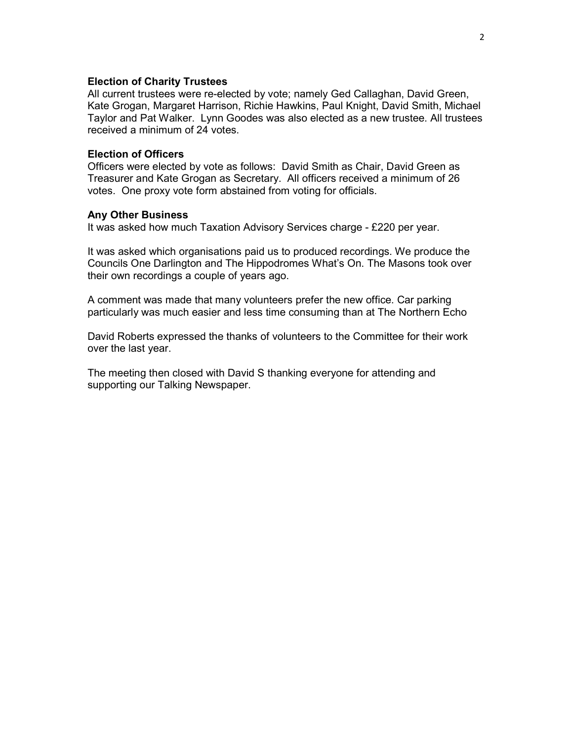**Election of Charity Trustees**
All current trustees were re-elected by vote; namely Ged Callaghan, David Green, Kate Grogan, Margaret Harrison, Richie Hawkins, Paul Knight, David Smith, Michael Taylor and Pat Walker. Lynn Goodes was also elected as a new trustee. All trustees received a minimum of 24 votes.

**Election of Officers**
Officers were elected by vote as follows: David Smith as Chair, David Green as Treasurer and Kate Grogan as Secretary. All officers received a minimum of 26 votes. One proxy vote form abstained from voting for officials.

**Any Other Business**
It was asked how much Taxation Advisory Services charge - £220 per year.

It was asked which organisations paid us to produced recordings. We produce the Councils One Darlington and The Hippodromes What's On. The Masons took over their own recordings a couple of years ago.

A comment was made that many volunteers prefer the new office. Car parking particularly was much easier and less time consuming than at The Northern Echo

David Roberts expressed the thanks of volunteers to the Committee for their work over the last year.

The meeting then closed with David S thanking everyone for attending and supporting our Talking Newspaper.